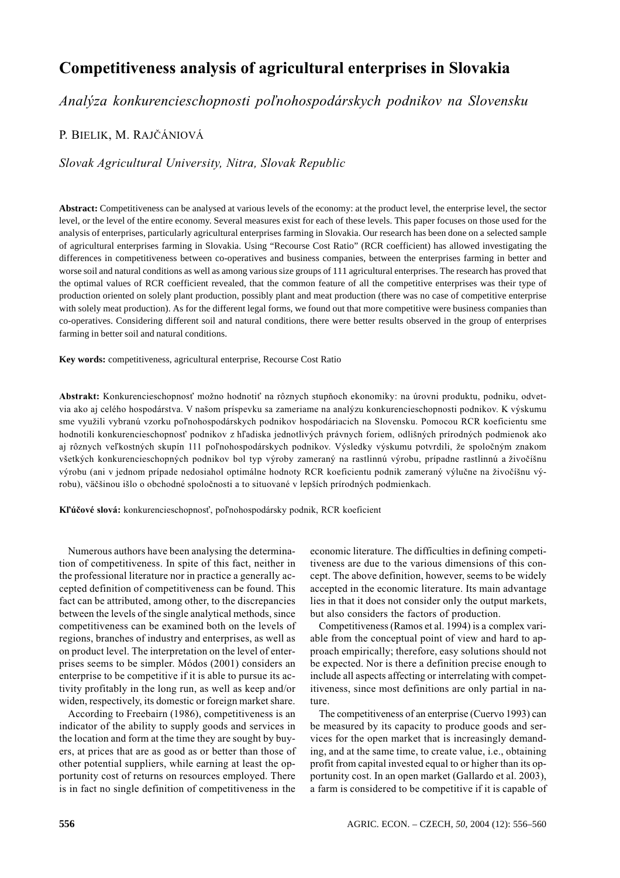# Competitiveness analysis of agricultural enterprises in Slovakia

*Analýza konkurencieschopnosti poľnohospodárskych podnikov na Slovensku*

P. BIELIK, M. RAJČÁNIOVÁ

*Slovak Agricultural University, Nitra, Slovak Republic*

**Abstract:** Competitiveness can be analysed at various levels of the economy: at the product level, the enterprise level, the sector level, or the level of the entire economy. Several measures exist for each of these levels. This paper focuses on those used for the analysis of enterprises, particularly agricultural enterprises farming in Slovakia. Our research has been done on a selected sample of agricultural enterprises farming in Slovakia. Using "Recourse Cost Ratio" (RCR coefficient) has allowed investigating the differences in competitiveness between co-operatives and business companies, between the enterprises farming in better and worse soil and natural conditions as well as among various size groups of 111 agricultural enterprises. The research has proved that the optimal values of RCR coefficient revealed, that the common feature of all the competitive enterprises was their type of production oriented on solely plant production, possibly plant and meat production (there was no case of competitive enterprise with solely meat production). As for the different legal forms, we found out that more competitive were business companies than co-operatives. Considering different soil and natural conditions, there were better results observed in the group of enterprises farming in better soil and natural conditions.

**Key words:** competitiveness, agricultural enterprise, Recourse Cost Ratio

**Abstrakt:** Konkurencieschopnosť možno hodnotiť na rôznych stupňoch ekonomiky: na úrovni produktu, podniku, odvetvia ako aj celého hospodárstva. V našom príspevku sa zameriame na analýzu konkurencieschopnosti podnikov. K výskumu sme využili vybranú vzorku poľnohospodárskych podnikov hospodáriacich na Slovensku. Pomocou RCR koeficientu sme hodnotili konkurencieschopnosť podnikov z hľadiska jednotlivých právnych foriem, odlišných prírodných podmienok ako aj rôznych veľkostných skupín 111 poľnohospodárskych podnikov. Výsledky výskumu potvrdili, že spoločným znakom všetkých konkurencieschopných podnikov bol typ výroby zameraný na rastlinnú výrobu, prípadne rastlinnú a živočíšnu výrobu (ani v jednom prípade nedosiahol optimálne hodnoty RCR koeficientu podnik zameraný výlučne na živočíšnu výrobu), väčšinou išlo o obchodné spoločnosti a to situované v lepších prírodných podmienkach.

**Kľúčové slová:** konkurencieschopnosť, poľnohospodársky podnik, RCR koeficient

Numerous authors have been analysing the determination of competitiveness. In spite of this fact, neither in the professional literature nor in practice a generally accepted definition of competitiveness can be found. This fact can be attributed, among other, to the discrepancies between the levels of the single analytical methods, since competitiveness can be examined both on the levels of regions, branches of industry and enterprises, as well as on product level. The interpretation on the level of enterprises seems to be simpler. Módos (2001) considers an enterprise to be competitive if it is able to pursue its activity profitably in the long run, as well as keep and/or widen, respectively, its domestic or foreign market share.

According to Freebairn (1986), competitiveness is an indicator of the ability to supply goods and services in the location and form at the time they are sought by buyers, at prices that are as good as or better than those of other potential suppliers, while earning at least the opportunity cost of returns on resources employed. There is in fact no single definition of competitiveness in the economic literature. The difficulties in defining competitiveness are due to the various dimensions of this concept. The above definition, however, seems to be widely accepted in the economic literature. Its main advantage lies in that it does not consider only the output markets, but also considers the factors of production.

Competitiveness (Ramos et al. 1994) is a complex variable from the conceptual point of view and hard to approach empirically; therefore, easy solutions should not be expected. Nor is there a definition precise enough to include all aspects affecting or interrelating with competitiveness, since most definitions are only partial in nature.

The competitiveness of an enterprise (Cuervo 1993) can be measured by its capacity to produce goods and services for the open market that is increasingly demanding, and at the same time, to create value, i.e., obtaining profit from capital invested equal to or higher than its opportunity cost. In an open market (Gallardo et al. 2003), a farm is considered to be competitive if it is capable of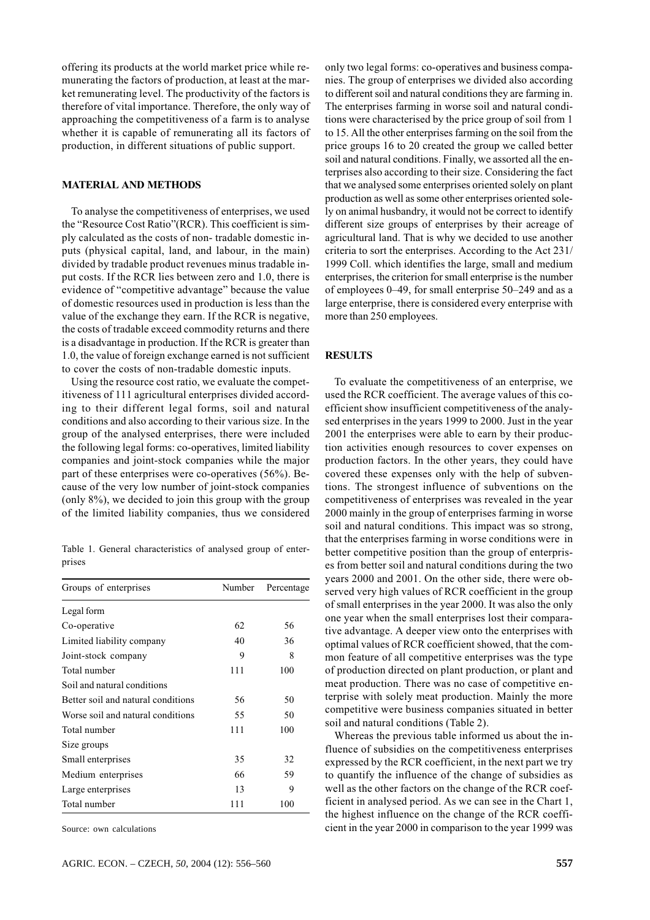offering its products at the world market price while remunerating the factors of production, at least at the market remunerating level. The productivity of the factors is therefore of vital importance. Therefore, the only way of approaching the competitiveness of a farm is to analyse whether it is capable of remunerating all its factors of production, in different situations of public support.

## MATERIAL AND METHODS

To analyse the competitiveness of enterprises, we used the "Resource Cost Ratio"(RCR). This coefficient is simply calculated as the costs of non- tradable domestic inputs (physical capital, land, and labour, in the main) divided by tradable product revenues minus tradable input costs. If the RCR lies between zero and 1.0, there is evidence of "competitive advantage" because the value of domestic resources used in production is less than the value of the exchange they earn. If the RCR is negative, the costs of tradable exceed commodity returns and there is a disadvantage in production. If the RCR is greater than 1.0, the value of foreign exchange earned is not sufficient to cover the costs of non-tradable domestic inputs.

Using the resource cost ratio, we evaluate the competitiveness of 111 agricultural enterprises divided according to their different legal forms, soil and natural conditions and also according to their various size. In the group of the analysed enterprises, there were included the following legal forms: co-operatives, limited liability companies and joint-stock companies while the major part of these enterprises were co-operatives (56%). Because of the very low number of joint-stock companies (only 8%), we decided to join this group with the group of the limited liability companies, thus we considered only two legal forms: co-operatives and business companies. The group of enterprises we divided also according to different soil and natural conditions they are farming in. The enterprises farming in worse soil and natural conditions were characterised by the price group of soil from 1 to 15. All the other enterprises farming on the soil from the price groups 16 to 20 created the group we called better soil and natural conditions. Finally, we assorted all the enterprises also according to their size. Considering the fact that we analysed some enterprises oriented solely on plant production as well as some other enterprises oriented solely on animal husbandry, it would not be correct to identify different size groups of enterprises by their acreage of agricultural land. That is why we decided to use another criteria to sort the enterprises. According to the Act 231/1999 Coll. which identifies the large, small and medium enterprises, the criterion for small enterprise is the number of employees 0–49, for small enterprise 50–249 and as a large enterprise, there is considered every enterprise with more than 250 employees.

Table 1. General characteristics of analysed group of enterprises

| Groups of enterprises | Number | Percentage |
|---|---|---|
| Legal form | | |
| Co-operative | 62 | 56 |
| Limited liability company | 40 | 36 |
| Joint-stock company | 9 | 8 |
| Total number | 111 | 100 |
| Soil and natural conditions | | |
| Better soil and natural conditions | 56 | 50 |
| Worse soil and natural conditions | 55 | 50 |
| Total number | 111 | 100 |
| Size groups | | |
| Small enterprises | 35 | 32 |
| Medium enterprises | 66 | 59 |
| Large enterprises | 13 | 9 |
| Total number | 111 | 100 |

Source: own calculations

## RESULTS

To evaluate the competitiveness of an enterprise, we used the RCR coefficient. The average values of this coefficient show insufficient competitiveness of the analysed enterprises in the years 1999 to 2000. Just in the year 2001 the enterprises were able to earn by their production activities enough resources to cover expenses on production factors. In the other years, they could have covered these expenses only with the help of subventions. The strongest influence of subventions on the competitiveness of enterprises was revealed in the year 2000 mainly in the group of enterprises farming in worse soil and natural conditions. This impact was so strong, that the enterprises farming in worse conditions were in better competitive position than the group of enterprises from better soil and natural conditions during the two years 2000 and 2001. On the other side, there were observed very high values of RCR coefficient in the group of small enterprises in the year 2000. It was also the only one year when the small enterprises lost their comparative advantage. A deeper view onto the enterprises with optimal values of RCR coefficient showed, that the common feature of all competitive enterprises was the type of production directed on plant production, or plant and meat production. There was no case of competitive enterprise with solely meat production. Mainly the more competitive were business companies situated in better soil and natural conditions (Table 2).

Whereas the previous table informed us about the influence of subsidies on the competitiveness enterprises expressed by the RCR coefficient, in the next part we try to quantify the influence of the change of subsidies as well as the other factors on the change of the RCR coefficient in analysed period. As we can see in the Chart 1, the highest influence on the change of the RCR coefficient in the year 2000 in comparison to the year 1999 was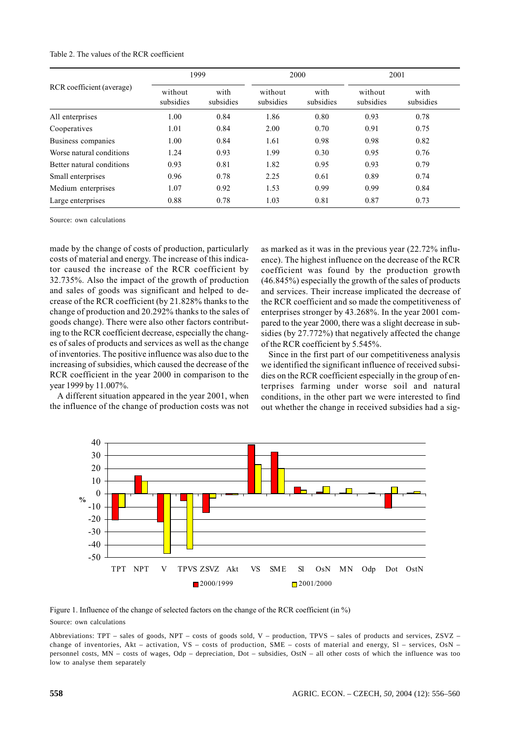Table 2. The values of the RCR coefficient

| RCR coefficient (average) | 1999 | | 2000 | | 2001 | |
|---|---|---|---|---|---|---|
| | without subsidies | with subsidies | without subsidies | with subsidies | without subsidies | with subsidies |
| All enterprises | 1.00 | 0.84 | 1.86 | 0.80 | 0.93 | 0.78 |
| Cooperatives | 1.01 | 0.84 | 2.00 | 0.70 | 0.91 | 0.75 |
| Business companies | 1.00 | 0.84 | 1.61 | 0.98 | 0.98 | 0.82 |
| Worse natural conditions | 1.24 | 0.93 | 1.99 | 0.30 | 0.95 | 0.76 |
| Better natural conditions | 0.93 | 0.81 | 1.82 | 0.95 | 0.93 | 0.79 |
| Small enterprises | 0.96 | 0.78 | 2.25 | 0.61 | 0.89 | 0.74 |
| Medium enterprises | 1.07 | 0.92 | 1.53 | 0.99 | 0.99 | 0.84 |
| Large enterprises | 0.88 | 0.78 | 1.03 | 0.81 | 0.87 | 0.73 |

Source: own calculations

made by the change of costs of production, particularly costs of material and energy. The increase of this indicator caused the increase of the RCR coefficient by 32.735%. Also the impact of the growth of production and sales of goods was significant and helped to decrease of the RCR coefficient (by 21.828% thanks to the change of production and 20.292% thanks to the sales of goods change). There were also other factors contributing to the RCR coefficient decrease, especially the changes of sales of products and services as well as the change of inventories. The positive influence was also due to the increasing of subsidies, which caused the decrease of the RCR coefficient in the year 2000 in comparison to the year 1999 by 11.007%.

A different situation appeared in the year 2001, when the influence of the change of production costs was not as marked as it was in the previous year (22.72% influence). The highest influence on the decrease of the RCR coefficient was found by the production growth (46.845%) especially the growth of the sales of products and services. Their increase implicated the decrease of the RCR coefficient and so made the competitiveness of enterprises stronger by 43.268%. In the year 2001 compared to the year 2000, there was a slight decrease in subsidies (by 27.772%) that negatively affected the change of the RCR coefficient by 5.545%.

Since in the first part of our competitiveness analysis we identified the significant influence of received subsidies on the RCR coefficient especially in the group of enterprises farming under worse soil and natural conditions, in the other part we were interested to find out whether the change in received subsidies had a sig-

Figure 1. Influence of the change of selected factors on the change of the RCR coefficient (in %)

Source: own calculations

Abbreviations: TPT – sales of goods, NPT – costs of goods sold, V – production, TPVS – sales of products and services, ZSVZ – change of inventories, Akt – activation, VS – costs of production, SME – costs of material and energy, Sl – services, OsN – personnel costs, MN – costs of wages, Odp – depreciation, Dot – subsidies, OstN – all other costs of which the influence was too low to analyse them separately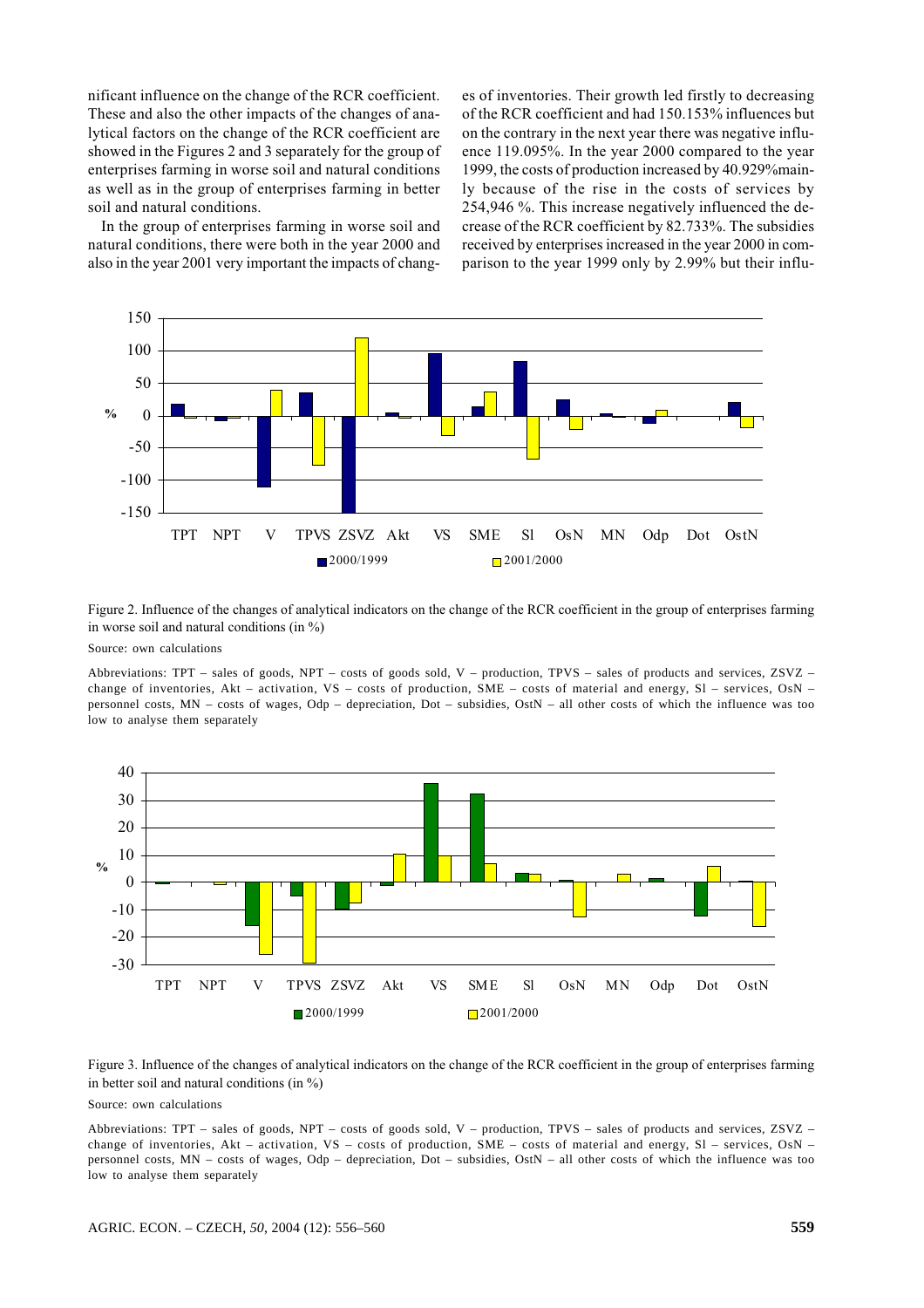nificant influence on the change of the RCR coefficient. These and also the other impacts of the changes of analytical factors on the change of the RCR coefficient are showed in the Figures 2 and 3 separately for the group of enterprises farming in worse soil and natural conditions as well as in the group of enterprises farming in better soil and natural conditions.

In the group of enterprises farming in worse soil and natural conditions, there were both in the year 2000 and also in the year 2001 very important the impacts of changes of inventories. Their growth led firstly to decreasing of the RCR coefficient and had 150.153% influences but on the contrary in the next year there was negative influence 119.095%. In the year 2000 compared to the year 1999, the costs of production increased by 40.929%mainly because of the rise in the costs of services by 254,946 %. This increase negatively influenced the decrease of the RCR coefficient by 82.733%. The subsidies received by enterprises increased in the year 2000 in comparison to the year 1999 only by 2.99% but their influ-

Figure 2. Influence of the changes of analytical indicators on the change of the RCR coefficient in the group of enterprises farming in worse soil and natural conditions (in %)

Source: own calculations

Abbreviations: TPT – sales of goods, NPT – costs of goods sold, V – production, TPVS – sales of products and services, ZSVZ – change of inventories, Akt – activation, VS – costs of production, SME – costs of material and energy, Sl – services, OsN – personnel costs, MN – costs of wages, Odp – depreciation, Dot – subsidies, OstN – all other costs of which the influence was too low to analyse them separately

Figure 3. Influence of the changes of analytical indicators on the change of the RCR coefficient in the group of enterprises farming in better soil and natural conditions (in %)

Source: own calculations

Abbreviations: TPT – sales of goods, NPT – costs of goods sold, V – production, TPVS – sales of products and services, ZSVZ – change of inventories, Akt – activation, VS – costs of production, SME – costs of material and energy, Sl – services, OsN – personnel costs, MN – costs of wages, Odp – depreciation, Dot – subsidies, OstN – all other costs of which the influence was too low to analyse them separately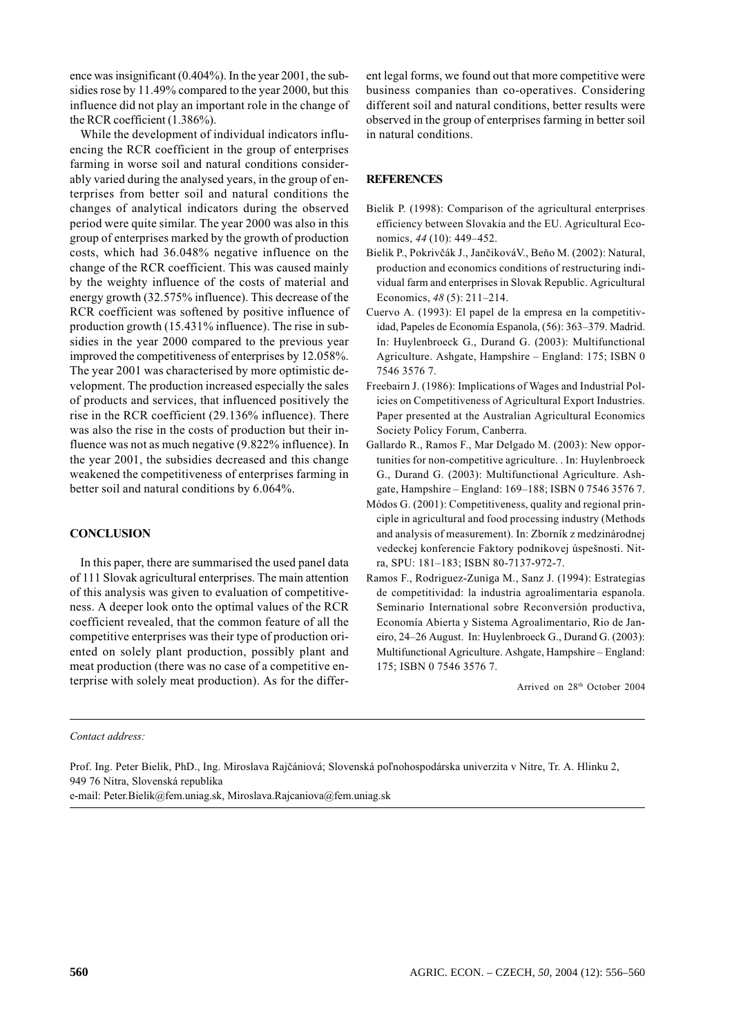ence was insignificant (0.404%). In the year 2001, the subsidies rose by 11.49% compared to the year 2000, but this influence did not play an important role in the change of the RCR coefficient (1.386%).

While the development of individual indicators influencing the RCR coefficient in the group of enterprises farming in worse soil and natural conditions considerably varied during the analysed years, in the group of enterprises from better soil and natural conditions the changes of analytical indicators during the observed period were quite similar. The year 2000 was also in this group of enterprises marked by the growth of production costs, which had 36.048% negative influence on the change of the RCR coefficient. This was caused mainly by the weighty influence of the costs of material and energy growth (32.575% influence). This decrease of the RCR coefficient was softened by positive influence of production growth (15.431% influence). The rise in subsidies in the year 2000 compared to the previous year improved the competitiveness of enterprises by 12.058%. The year 2001 was characterised by more optimistic development. The production increased especially the sales of products and services, that influenced positively the rise in the RCR coefficient (29.136% influence). There was also the rise in the costs of production but their influence was not as much negative (9.822% influence). In the year 2001, the subsidies decreased and this change weakened the competitiveness of enterprises farming in better soil and natural conditions by 6.064%.

## CONCLUSION

In this paper, there are summarised the used panel data of 111 Slovak agricultural enterprises. The main attention of this analysis was given to evaluation of competitiveness. A deeper look onto the optimal values of the RCR coefficient revealed, that the common feature of all the competitive enterprises was their type of production oriented on solely plant production, possibly plant and meat production (there was no case of a competitive enterprise with solely meat production). As for the different legal forms, we found out that more competitive were business companies than co-operatives. Considering different soil and natural conditions, better results were observed in the group of enterprises farming in better soil in natural conditions.

## REFERENCES

Bielik P. (1998): Comparison of the agricultural enterprises efficiency between Slovakia and the EU. Agricultural Economics, *44* (10): 449–452.

Bielik P., Pokrivčák J., JančikováV., Beňo M. (2002): Natural, production and economics conditions of restructuring individual farm and enterprises in Slovak Republic. Agricultural Economics, *48* (5): 211–214.

Cuervo A. (1993): El papel de la empresa en la competitividad, Papeles de Economía Espanola, (56): 363–379. Madrid. In: Huylenbroeck G., Durand G. (2003): Multifunctional Agriculture. Ashgate, Hampshire – England: 175; ISBN 0 7546 3576 7.

Freebairn J. (1986): Implications of Wages and Industrial Policies on Competitiveness of Agricultural Export Industries. Paper presented at the Australian Agricultural Economics Society Policy Forum, Canberra.

Gallardo R., Ramos F., Mar Delgado M. (2003): New opportunities for non-competitive agriculture. . In: Huylenbroeck G., Durand G. (2003): Multifunctional Agriculture. Ashgate, Hampshire – England: 169–188; ISBN 0 7546 3576 7.

Módos G. (2001): Competitiveness, quality and regional principle in agricultural and food processing industry (Methods and analysis of measurement). In: Zborník z medzinárodnej vedeckej konferencie Faktory podnikovej úspešnosti. Nitra, SPU: 181–183; ISBN 80-7137-972-7.

Ramos F., Rodriguez-Zuniga M., Sanz J. (1994): Estrategias de competitividad: la industria agroalimentaria espanola. Seminario International sobre Reconversión productiva, Economía Abierta y Sistema Agroalimentario, Rio de Janeiro, 24–26 August. In: Huylenbroeck G., Durand G. (2003): Multifunctional Agriculture. Ashgate, Hampshire – England: 175; ISBN 0 7546 3576 7.

Arrived on 28th October 2004

*Contact address:*

Prof. Ing. Peter Bielik, PhD., Ing. Miroslava Rajčániová; Slovenská poľnohospodárska univerzita v Nitre, Tr. A. Hlinku 2, 949 76 Nitra, Slovenská republika
e-mail: Peter.Bielik@fem.uniag.sk, Miroslava.Rajcaniova@fem.uniag.sk